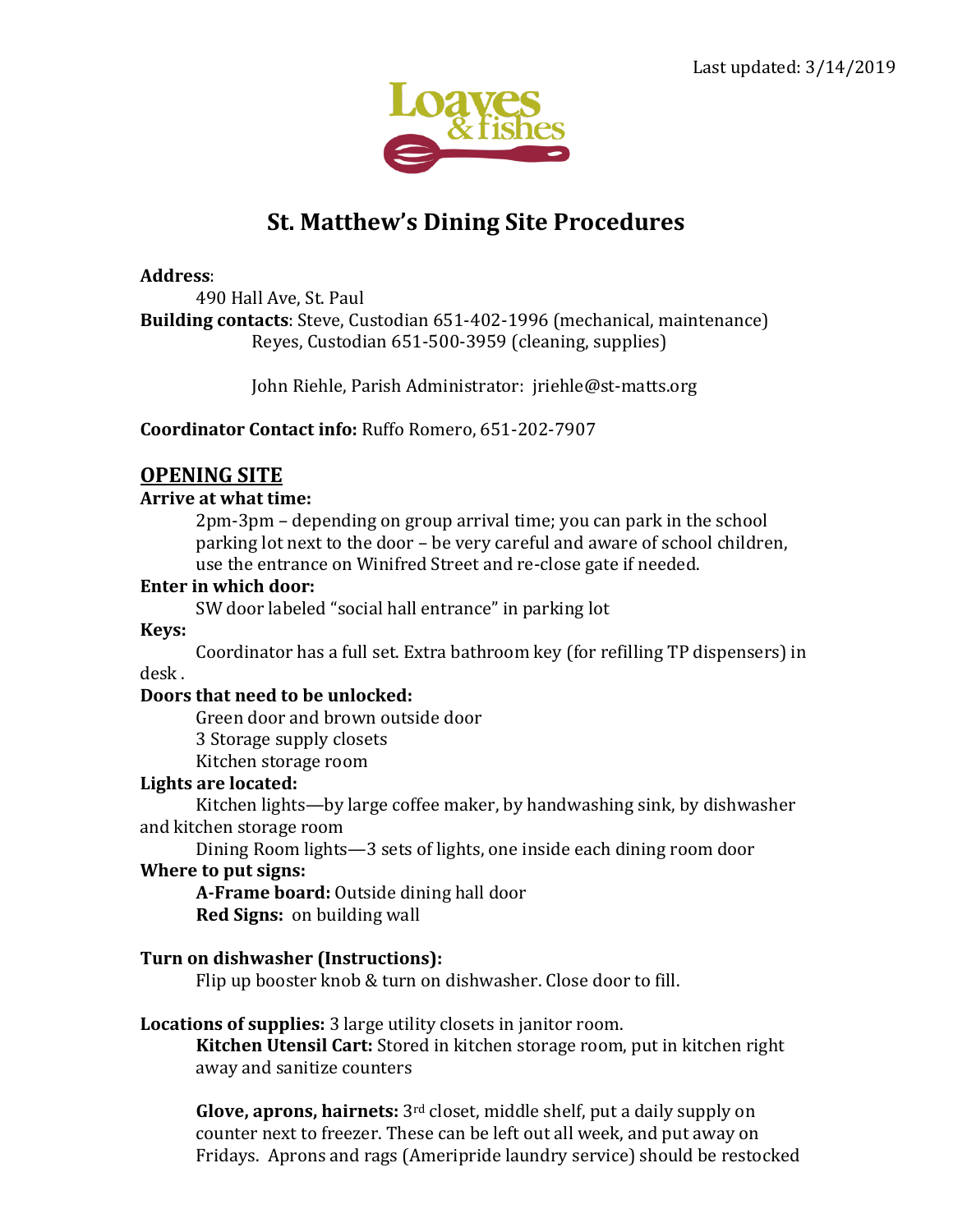Last updated: 3/14/2019

Loaves & fishes

# St. Matthew's Dining Site Procedures

**Address**:
490 Hall Ave, St. Paul

**Building contacts**: Steve, Custodian 651-402-1996 (mechanical, maintenance)
Reyes, Custodian 651-500-3959 (cleaning, supplies)

John Riehle, Parish Administrator: jriehle@st-matts.org

**Coordinator Contact info:** Ruffo Romero, 651-202-7907

## OPENING SITE

**Arrive at what time:**
2pm-3pm – depending on group arrival time; you can park in the school parking lot next to the door – be very careful and aware of school children, use the entrance on Winifred Street and re-close gate if needed.

**Enter in which door:**
SW door labeled "social hall entrance" in parking lot

**Keys:**
Coordinator has a full set. Extra bathroom key (for refilling TP dispensers) in desk .

**Doors that need to be unlocked:**
Green door and brown outside door
3 Storage supply closets
Kitchen storage room

**Lights are located:**
Kitchen lights—by large coffee maker, by handwashing sink, by dishwasher and kitchen storage room
Dining Room lights—3 sets of lights, one inside each dining room door

**Where to put signs:**
**A-Frame board:** Outside dining hall door
**Red Signs:** on building wall

**Turn on dishwasher (Instructions):**
Flip up booster knob & turn on dishwasher. Close door to fill.

**Locations of supplies:** 3 large utility closets in janitor room.
**Kitchen Utensil Cart:** Stored in kitchen storage room, put in kitchen right away and sanitize counters

**Glove, aprons, hairnets:** 3rd closet, middle shelf, put a daily supply on counter next to freezer. These can be left out all week, and put away on Fridays. Aprons and rags (Ameripride laundry service) should be restocked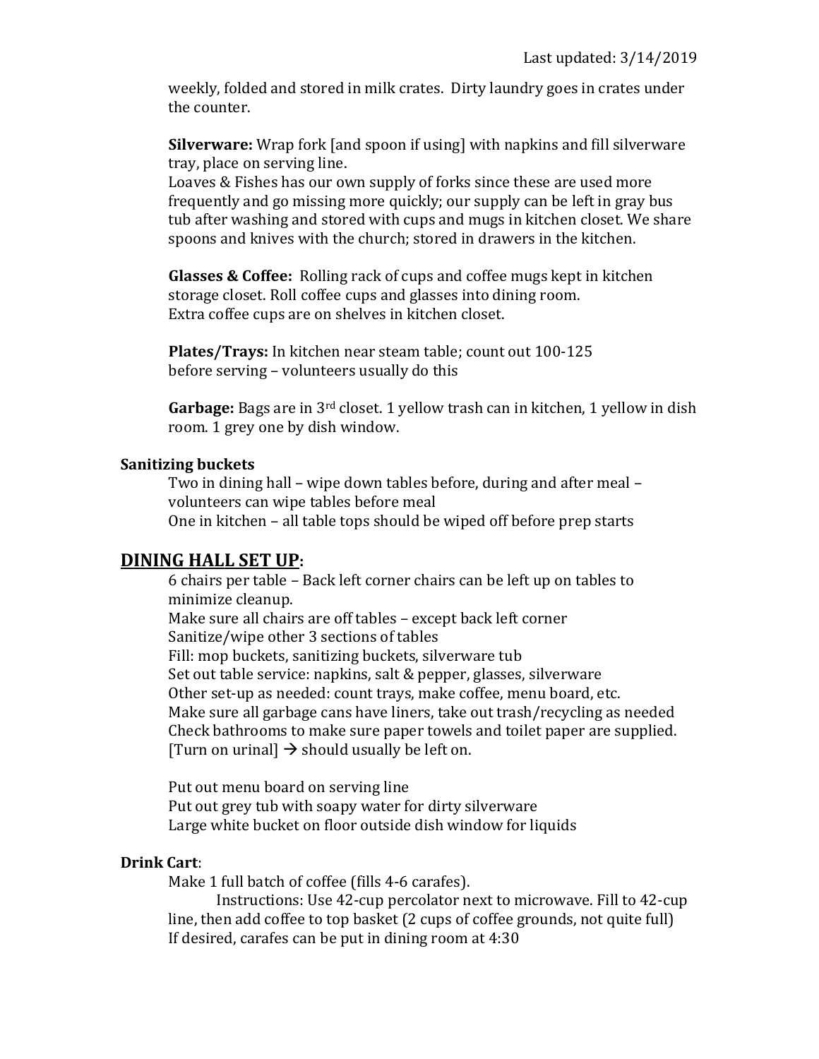weekly, folded and stored in milk crates. Dirty laundry goes in crates under the counter.

**Silverware:** Wrap fork [and spoon if using] with napkins and fill silverware tray, place on serving line.
Loaves & Fishes has our own supply of forks since these are used more frequently and go missing more quickly; our supply can be left in gray bus tub after washing and stored with cups and mugs in kitchen closet. We share spoons and knives with the church; stored in drawers in the kitchen.

**Glasses & Coffee:** Rolling rack of cups and coffee mugs kept in kitchen storage closet. Roll coffee cups and glasses into dining room.
Extra coffee cups are on shelves in kitchen closet.

**Plates/Trays:** In kitchen near steam table; count out 100-125 before serving – volunteers usually do this

**Garbage:** Bags are in 3rd closet. 1 yellow trash can in kitchen, 1 yellow in dish room. 1 grey one by dish window.

### Sanitizing buckets

Two in dining hall – wipe down tables before, during and after meal – volunteers can wipe tables before meal
One in kitchen – all table tops should be wiped off before prep starts

## DINING HALL SET UP:

6 chairs per table – Back left corner chairs can be left up on tables to minimize cleanup.
Make sure all chairs are off tables – except back left corner
Sanitize/wipe other 3 sections of tables
Fill: mop buckets, sanitizing buckets, silverware tub
Set out table service: napkins, salt & pepper, glasses, silverware
Other set-up as needed: count trays, make coffee, menu board, etc.
Make sure all garbage cans have liners, take out trash/recycling as needed
Check bathrooms to make sure paper towels and toilet paper are supplied.
[Turn on urinal] → should usually be left on.

Put out menu board on serving line
Put out grey tub with soapy water for dirty silverware
Large white bucket on floor outside dish window for liquids

### Drink Cart:

Make 1 full batch of coffee (fills 4-6 carafes).
Instructions: Use 42-cup percolator next to microwave. Fill to 42-cup line, then add coffee to top basket (2 cups of coffee grounds, not quite full)
If desired, carafes can be put in dining room at 4:30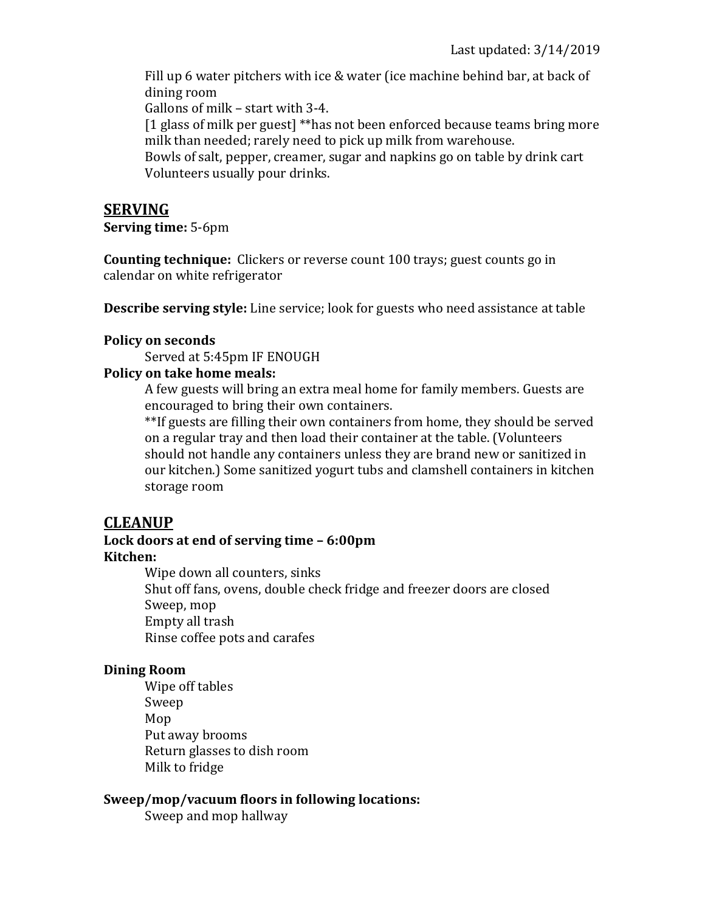Last updated: 3/14/2019

Fill up 6 water pitchers with ice & water (ice machine behind bar, at back of dining room

Gallons of milk – start with 3-4.

[1 glass of milk per guest] **has not been enforced because teams bring more milk than needed; rarely need to pick up milk from warehouse.

Bowls of salt, pepper, creamer, sugar and napkins go on table by drink cart

Volunteers usually pour drinks.

## SERVING

**Serving time:** 5-6pm

**Counting technique:** Clickers or reverse count 100 trays; guest counts go in calendar on white refrigerator

**Describe serving style:** Line service; look for guests who need assistance at table

**Policy on seconds**

Served at 5:45pm IF ENOUGH

**Policy on take home meals:**

A few guests will bring an extra meal home for family members. Guests are encouraged to bring their own containers.

**If guests are filling their own containers from home, they should be served on a regular tray and then load their container at the table. (Volunteers should not handle any containers unless they are brand new or sanitized in our kitchen.) Some sanitized yogurt tubs and clamshell containers in kitchen storage room

## CLEANUP

**Lock doors at end of serving time – 6:00pm**

**Kitchen:**

Wipe down all counters, sinks

Shut off fans, ovens, double check fridge and freezer doors are closed

Sweep, mop

Empty all trash

Rinse coffee pots and carafes

**Dining Room**

Wipe off tables

Sweep

Mop

Put away brooms

Return glasses to dish room

Milk to fridge

**Sweep/mop/vacuum floors in following locations:**

Sweep and mop hallway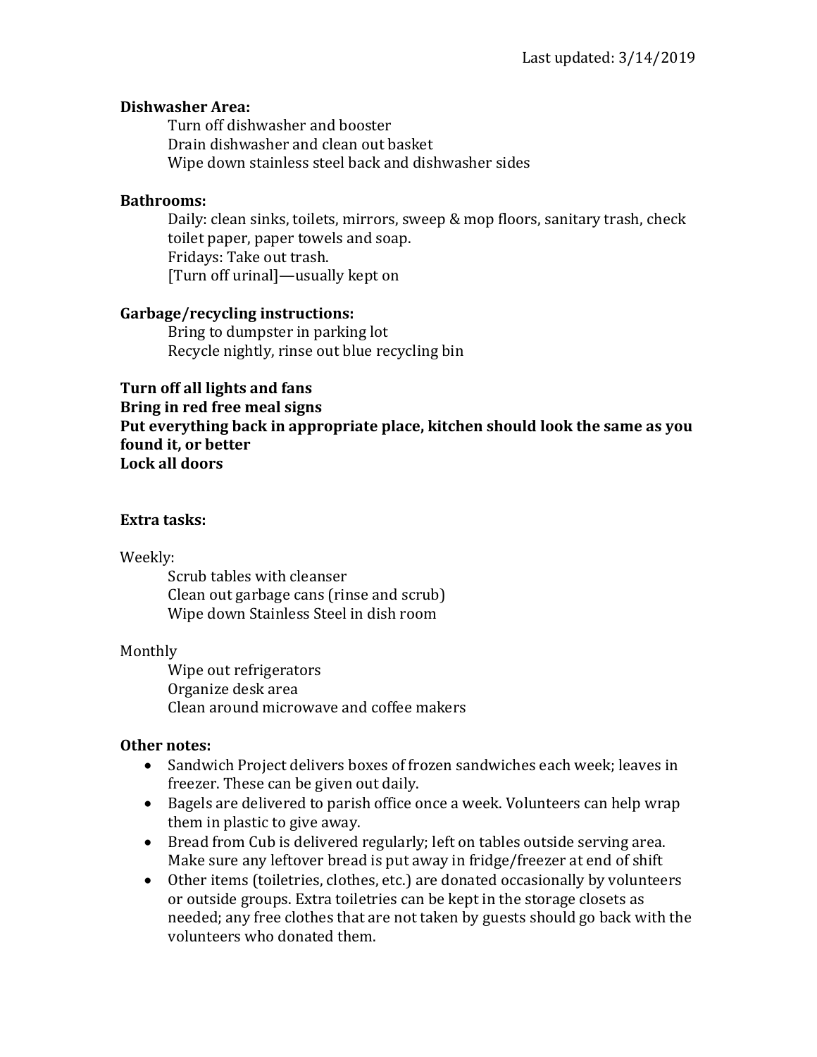Last updated: 3/14/2019

**Dishwasher Area:**

Turn off dishwasher and booster
Drain dishwasher and clean out basket
Wipe down stainless steel back and dishwasher sides

**Bathrooms:**

Daily: clean sinks, toilets, mirrors, sweep & mop floors, sanitary trash, check toilet paper, paper towels and soap.
Fridays: Take out trash.
[Turn off urinal]—usually kept on

**Garbage/recycling instructions:**

Bring to dumpster in parking lot
Recycle nightly, rinse out blue recycling bin

**Turn off all lights and fans**
**Bring in red free meal signs**
**Put everything back in appropriate place, kitchen should look the same as you found it, or better**
**Lock all doors**

**Extra tasks:**

Weekly:

Scrub tables with cleanser
Clean out garbage cans (rinse and scrub)
Wipe down Stainless Steel in dish room

Monthly

Wipe out refrigerators
Organize desk area
Clean around microwave and coffee makers

**Other notes:**

- Sandwich Project delivers boxes of frozen sandwiches each week; leaves in freezer. These can be given out daily.
- Bagels are delivered to parish office once a week. Volunteers can help wrap them in plastic to give away.
- Bread from Cub is delivered regularly; left on tables outside serving area. Make sure any leftover bread is put away in fridge/freezer at end of shift
- Other items (toiletries, clothes, etc.) are donated occasionally by volunteers or outside groups. Extra toiletries can be kept in the storage closets as needed; any free clothes that are not taken by guests should go back with the volunteers who donated them.